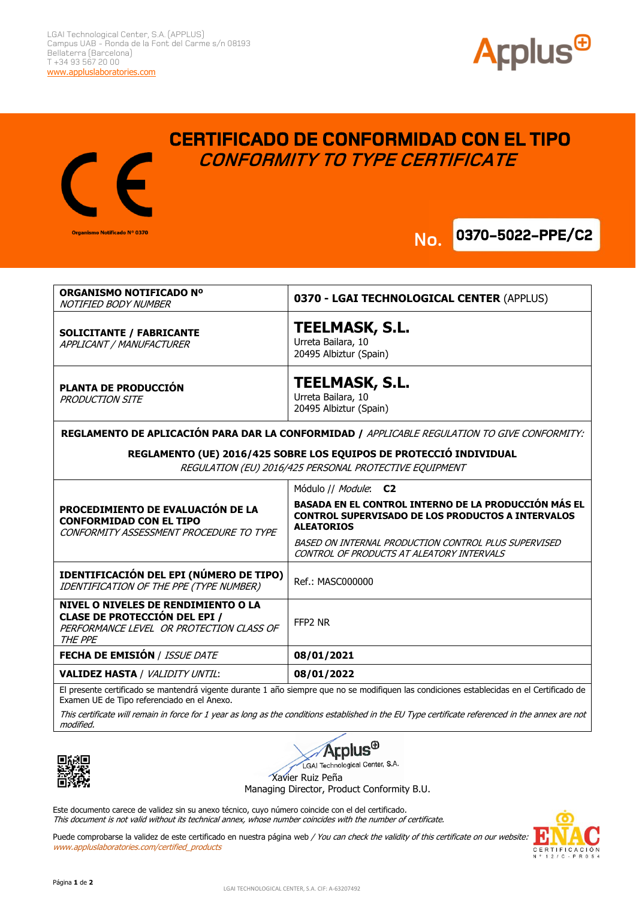LGAI Technological Center, S.A. (APPLUS)
Campus UAB - Ronda de la Font del Carme s/n 08193
Bellaterra (Barcelona)
T +34 93 567 20 00
www.appluslaboratories.com

Organismo Notificado Nº 0370

# CERTIFICADO DE CONFORMIDAD CON EL TIPO
## *CONFORMITY TO TYPE CERTIFICATE*

**No. 0370-5022-PPE/C2**

| | |
|---|---|
| **ORGANISMO NOTIFICADO Nº** *NOTIFIED BODY NUMBER* | **0370 - LGAI TECHNOLOGICAL CENTER** (APPLUS) |
| **SOLICITANTE / FABRICANTE** *APPLICANT / MANUFACTURER* | **TEELMASK, S.L.** Urreta Bailara, 10 20495 Albiztur (Spain) |
| **PLANTA DE PRODUCCIÓN** *PRODUCTION SITE* | **TEELMASK, S.L.** Urreta Bailara, 10 20495 Albiztur (Spain) |

**REGLAMENTO DE APLICACIÓN PARA DAR LA CONFORMIDAD** / *APPLICABLE REGULATION TO GIVE CONFORMITY:*

**REGLAMENTO (UE) 2016/425 SOBRE LOS EQUIPOS DE PROTECCIÓ INDIVIDUAL**
*REGULATION (EU) 2016/425 PERSONAL PROTECTIVE EQUIPMENT*

| | |
|---|---|
| **PROCEDIMIENTO DE EVALUACIÓN DE LA CONFORMIDAD CON EL TIPO** *CONFORMITY ASSESSMENT PROCEDURE TO TYPE* | Módulo // *Module*: **C2** **BASADA EN EL CONTROL INTERNO DE LA PRODUCCIÓN MÁS EL CONTROL SUPERVISADO DE LOS PRODUCTOS A INTERVALOS ALEATORIOS** *BASED ON INTERNAL PRODUCTION CONTROL PLUS SUPERVISED CONTROL OF PRODUCTS AT ALEATORY INTERVALS* |
| **IDENTIFICACIÓN DEL EPI (NÚMERO DE TIPO)** *IDENTIFICATION OF THE PPE (TYPE NUMBER)* | Ref.: MASC000000 |
| **NIVEL O NIVELES DE RENDIMIENTO O LA CLASE DE PROTECCIÓN DEL EPI /** *PERFORMANCE LEVEL OR PROTECTION CLASS OF THE PPE* | FFP2 NR |
| **FECHA DE EMISIÓN** / *ISSUE DATE* | **08/01/2021** |
| **VALIDEZ HASTA** / *VALIDITY UNTIL*: | **08/01/2022** |

El presente certificado se mantendrá vigente durante 1 año siempre que no se modifiquen las condiciones establecidas en el Certificado de Examen UE de Tipo referenciado en el Anexo.

*This certificate will remain in force for 1 year as long as the conditions established in the EU Type certificate referenced in the annex are not modified.*

Applus LGAI Technological Center, S.A.
Xavier Ruiz Peña
Managing Director, Product Conformity B.U.

Este documento carece de validez sin su anexo técnico, cuyo número coincide con el del certificado.
*This document is not valid without its technical annex, whose number coincides with the number of certificate.*

Puede comprobarse la validez de este certificado en nuestra página web / *You can check the validity of this certificate on our website:* *www.appluslaboratories.com/certified_products*

ENAC CERTIFICACIÓN Nº 12/C-PR054

LGAI TECHNOLOGICAL CENTER, S.A. CIF: A-63207492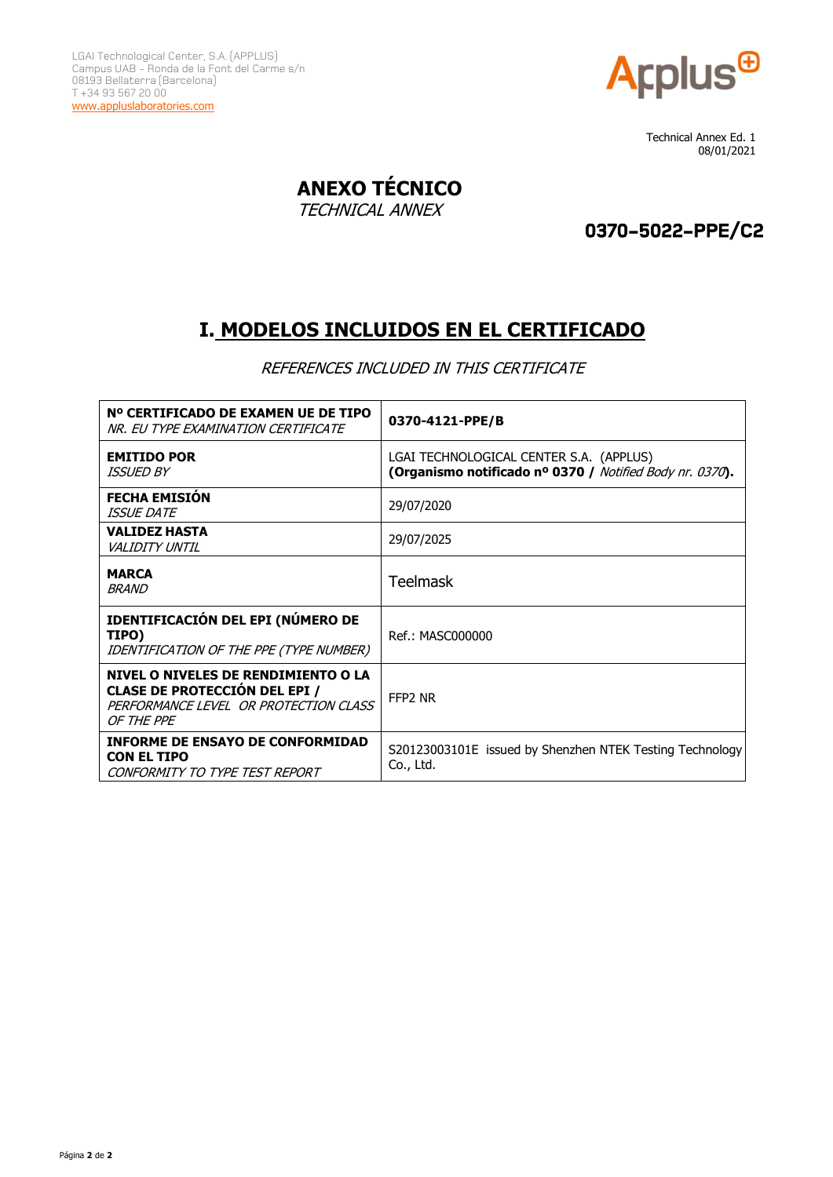LGAI Technological Center, S.A. (APPLUS)
Campus UAB - Ronda de la Font del Carme s/n
08193 Bellaterra (Barcelona)
T +34 93 567 20 00
www.appluslaboratories.com

Technical Annex Ed. 1
08/01/2021

# ANEXO TÉCNICO

*TECHNICAL ANNEX*

**0370–5022–PPE/C2**

## I. MODELOS INCLUIDOS EN EL CERTIFICADO

*REFERENCES INCLUDED IN THIS CERTIFICATE*

| | |
|---|---|
| **Nº CERTIFICADO DE EXAMEN UE DE TIPO** *NR. EU TYPE EXAMINATION CERTIFICATE* | **0370-4121-PPE/B** |
| **EMITIDO POR** *ISSUED BY* | LGAI TECHNOLOGICAL CENTER S.A. (APPLUS) **(Organismo notificado nº 0370 /** *Notified Body nr. 0370***).** |
| **FECHA EMISIÓN** *ISSUE DATE* | 29/07/2020 |
| **VALIDEZ HASTA** *VALIDITY UNTIL* | 29/07/2025 |
| **MARCA** *BRAND* | Teelmask |
| **IDENTIFICACIÓN DEL EPI (NÚMERO DE TIPO)** *IDENTIFICATION OF THE PPE (TYPE NUMBER)* | Ref.: MASC000000 |
| **NIVEL O NIVELES DE RENDIMIENTO O LA CLASE DE PROTECCIÓN DEL EPI /** *PERFORMANCE LEVEL OR PROTECTION CLASS OF THE PPE* | FFP2 NR |
| **INFORME DE ENSAYO DE CONFORMIDAD CON EL TIPO** *CONFORMITY TO TYPE TEST REPORT* | S20123003101E issued by Shenzhen NTEK Testing Technology Co., Ltd. |